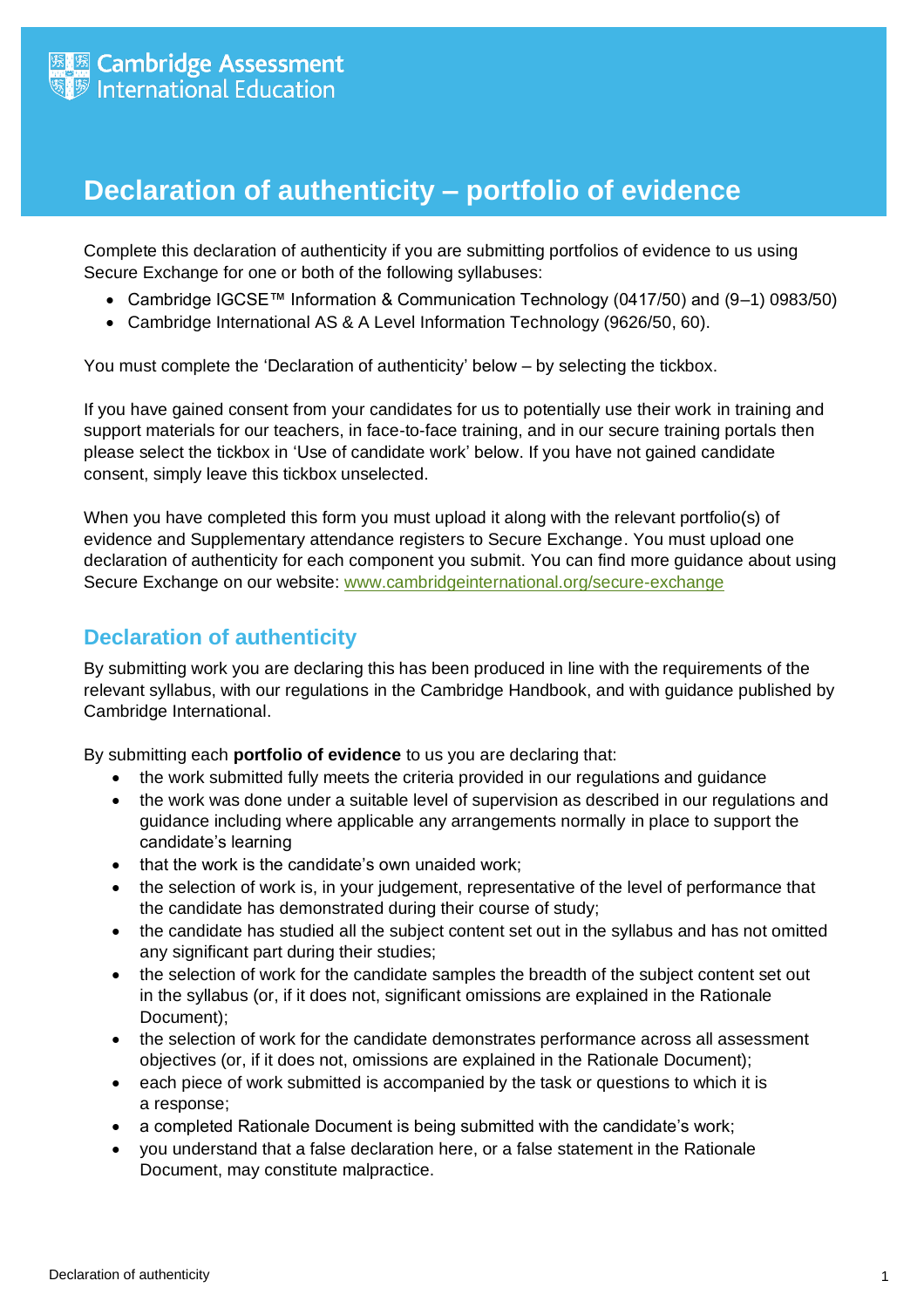Cambridge Assessment International Education

# Declaration of authenticity – portfolio of evidence

Complete this declaration of authenticity if you are submitting portfolios of evidence to us using Secure Exchange for one or both of the following syllabuses:

- Cambridge IGCSE™ Information & Communication Technology (0417/50) and (9–1) 0983/50)
- Cambridge International AS & A Level Information Technology (9626/50, 60).

You must complete the 'Declaration of authenticity' below – by selecting the tickbox.

If you have gained consent from your candidates for us to potentially use their work in training and support materials for our teachers, in face-to-face training, and in our secure training portals then please select the tickbox in 'Use of candidate work' below. If you have not gained candidate consent, simply leave this tickbox unselected.

When you have completed this form you must upload it along with the relevant portfolio(s) of evidence and Supplementary attendance registers to Secure Exchange. You must upload one declaration of authenticity for each component you submit. You can find more guidance about using Secure Exchange on our website: [www.cambridgeinternational.org/secure-exchange](www.cambridgeinternational.org/secure-exchange)

## Declaration of authenticity

By submitting work you are declaring this has been produced in line with the requirements of the relevant syllabus, with our regulations in the Cambridge Handbook, and with guidance published by Cambridge International.

By submitting each **portfolio of evidence** to us you are declaring that:

- the work submitted fully meets the criteria provided in our regulations and guidance
- the work was done under a suitable level of supervision as described in our regulations and guidance including where applicable any arrangements normally in place to support the candidate's learning
- that the work is the candidate's own unaided work;
- the selection of work is, in your judgement, representative of the level of performance that the candidate has demonstrated during their course of study;
- the candidate has studied all the subject content set out in the syllabus and has not omitted any significant part during their studies;
- the selection of work for the candidate samples the breadth of the subject content set out in the syllabus (or, if it does not, significant omissions are explained in the Rationale Document);
- the selection of work for the candidate demonstrates performance across all assessment objectives (or, if it does not, omissions are explained in the Rationale Document);
- each piece of work submitted is accompanied by the task or questions to which it is a response;
- a completed Rationale Document is being submitted with the candidate's work;
- you understand that a false declaration here, or a false statement in the Rationale Document, may constitute malpractice.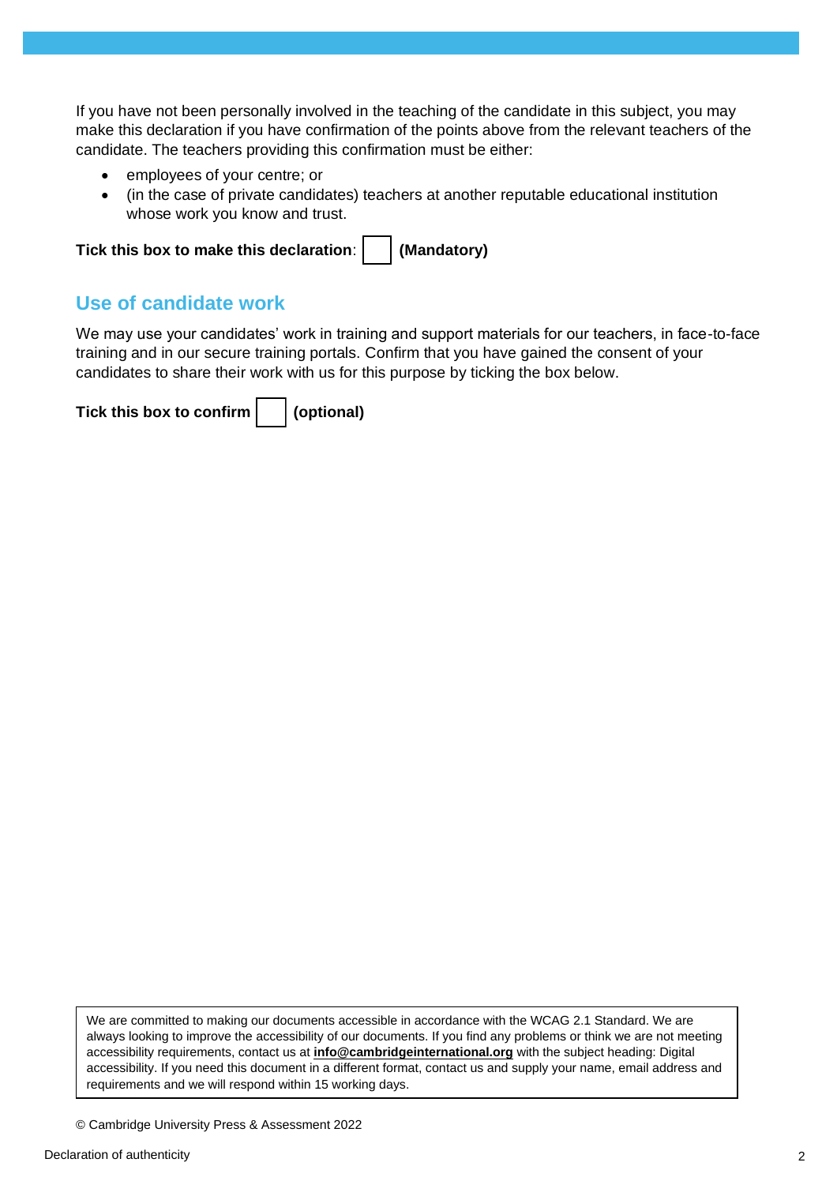If you have not been personally involved in the teaching of the candidate in this subject, you may make this declaration if you have confirmation of the points above from the relevant teachers of the candidate. The teachers providing this confirmation must be either:

- employees of your centre; or
- (in the case of private candidates) teachers at another reputable educational institution whose work you know and trust.

**Tick this box to make this declaration**: ☐ **(Mandatory)**

## Use of candidate work

We may use your candidates' work in training and support materials for our teachers, in face-to-face training and in our secure training portals. Confirm that you have gained the consent of your candidates to share their work with us for this purpose by ticking the box below.

**Tick this box to confirm** ☐ **(optional)**

We are committed to making our documents accessible in accordance with the WCAG 2.1 Standard. We are always looking to improve the accessibility of our documents. If you find any problems or think we are not meeting accessibility requirements, contact us at **info@cambridgeinternational.org** with the subject heading: Digital accessibility. If you need this document in a different format, contact us and supply your name, email address and requirements and we will respond within 15 working days.

© Cambridge University Press & Assessment 2022